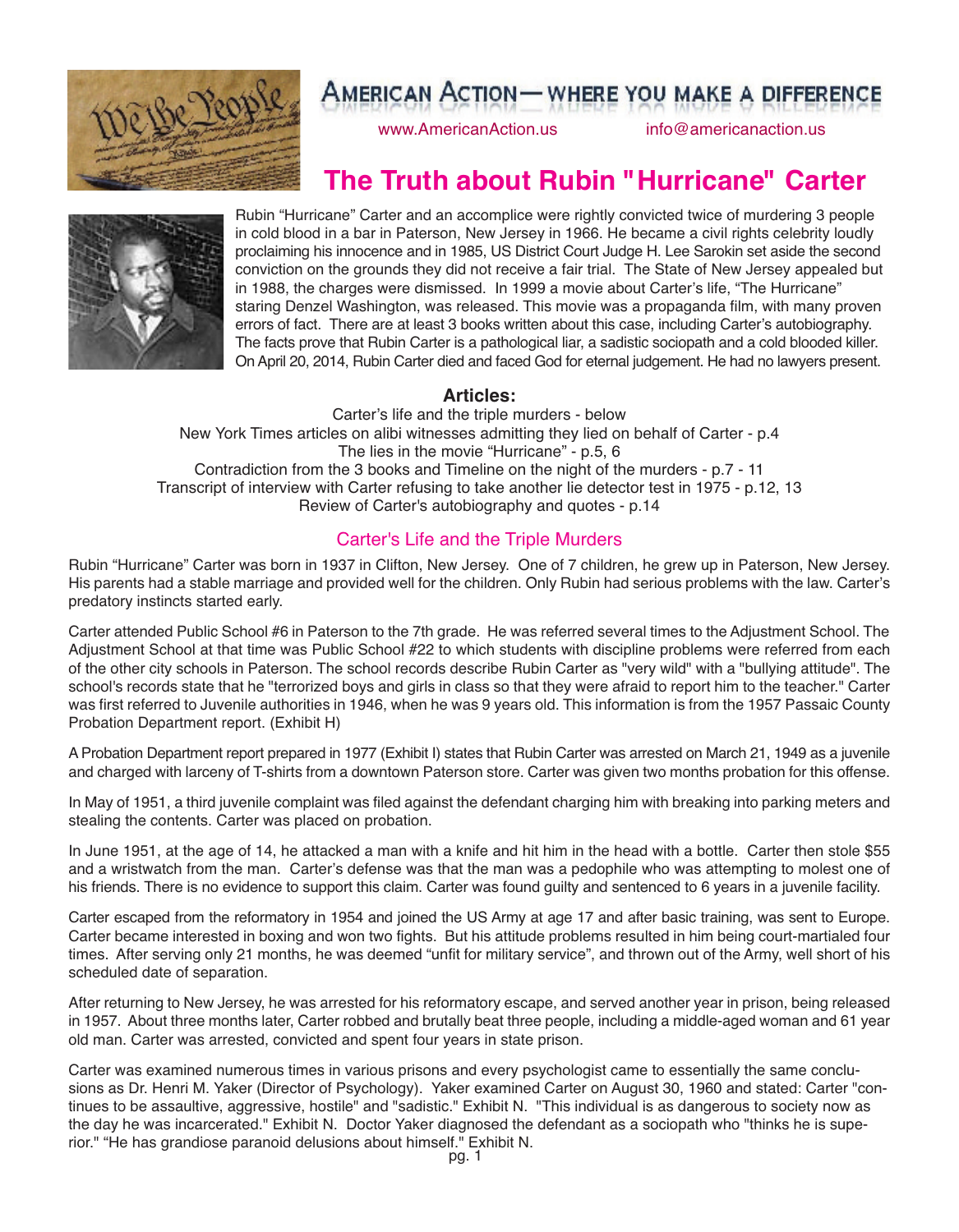# American Action — Where You Make a Difference

www.AmericanAction.us info@americanaction.us

# The Truth about Rubin "Hurricane" Carter

Rubin "Hurricane" Carter and an accomplice were rightly convicted twice of murdering 3 people in cold blood in a bar in Paterson, New Jersey in 1966. He became a civil rights celebrity loudly proclaiming his innocence and in 1985, US District Court Judge H. Lee Sarokin set aside the second conviction on the grounds they did not receive a fair trial. The State of New Jersey appealed but in 1988, the charges were dismissed. In 1999 a movie about Carter's life, "The Hurricane" staring Denzel Washington, was released. This movie was a propaganda film, with many proven errors of fact. There are at least 3 books written about this case, including Carter's autobiography. The facts prove that Rubin Carter is a pathological liar, a sadistic sociopath and a cold blooded killer. On April 20, 2014, Rubin Carter died and faced God for eternal judgement. He had no lawyers present.

### Articles:

Carter's life and the triple murders - below
New York Times articles on alibi witnesses admitting they lied on behalf of Carter - p.4
The lies in the movie "Hurricane" - p.5, 6
Contradiction from the 3 books and Timeline on the night of the murders - p.7 - 11
Transcript of interview with Carter refusing to take another lie detector test in 1975 - p.12, 13
Review of Carter's autobiography and quotes - p.14

## Carter's Life and the Triple Murders

Rubin "Hurricane" Carter was born in 1937 in Clifton, New Jersey. One of 7 children, he grew up in Paterson, New Jersey. His parents had a stable marriage and provided well for the children. Only Rubin had serious problems with the law. Carter's predatory instincts started early.

Carter attended Public School #6 in Paterson to the 7th grade. He was referred several times to the Adjustment School. The Adjustment School at that time was Public School #22 to which students with discipline problems were referred from each of the other city schools in Paterson. The school records describe Rubin Carter as "very wild" with a "bullying attitude". The school's records state that he "terrorized boys and girls in class so that they were afraid to report him to the teacher." Carter was first referred to Juvenile authorities in 1946, when he was 9 years old. This information is from the 1957 Passaic County Probation Department report. (Exhibit H)

A Probation Department report prepared in 1977 (Exhibit I) states that Rubin Carter was arrested on March 21, 1949 as a juvenile and charged with larceny of T-shirts from a downtown Paterson store. Carter was given two months probation for this offense.

In May of 1951, a third juvenile complaint was filed against the defendant charging him with breaking into parking meters and stealing the contents. Carter was placed on probation.

In June 1951, at the age of 14, he attacked a man with a knife and hit him in the head with a bottle. Carter then stole $55 and a wristwatch from the man. Carter's defense was that the man was a pedophile who was attempting to molest one of his friends. There is no evidence to support this claim. Carter was found guilty and sentenced to 6 years in a juvenile facility.

Carter escaped from the reformatory in 1954 and joined the US Army at age 17 and after basic training, was sent to Europe. Carter became interested in boxing and won two fights. But his attitude problems resulted in him being court-martialed four times. After serving only 21 months, he was deemed "unfit for military service", and thrown out of the Army, well short of his scheduled date of separation.

After returning to New Jersey, he was arrested for his reformatory escape, and served another year in prison, being released in 1957. About three months later, Carter robbed and brutally beat three people, including a middle-aged woman and 61 year old man. Carter was arrested, convicted and spent four years in state prison.

Carter was examined numerous times in various prisons and every psychologist came to essentially the same conclusions as Dr. Henri M. Yaker (Director of Psychology). Yaker examined Carter on August 30, 1960 and stated: Carter "continues to be assaultive, aggressive, hostile" and "sadistic." Exhibit N. "This individual is as dangerous to society now as the day he was incarcerated." Exhibit N. Doctor Yaker diagnosed the defendant as a sociopath who "thinks he is superior." "He has grandiose paranoid delusions about himself." Exhibit N.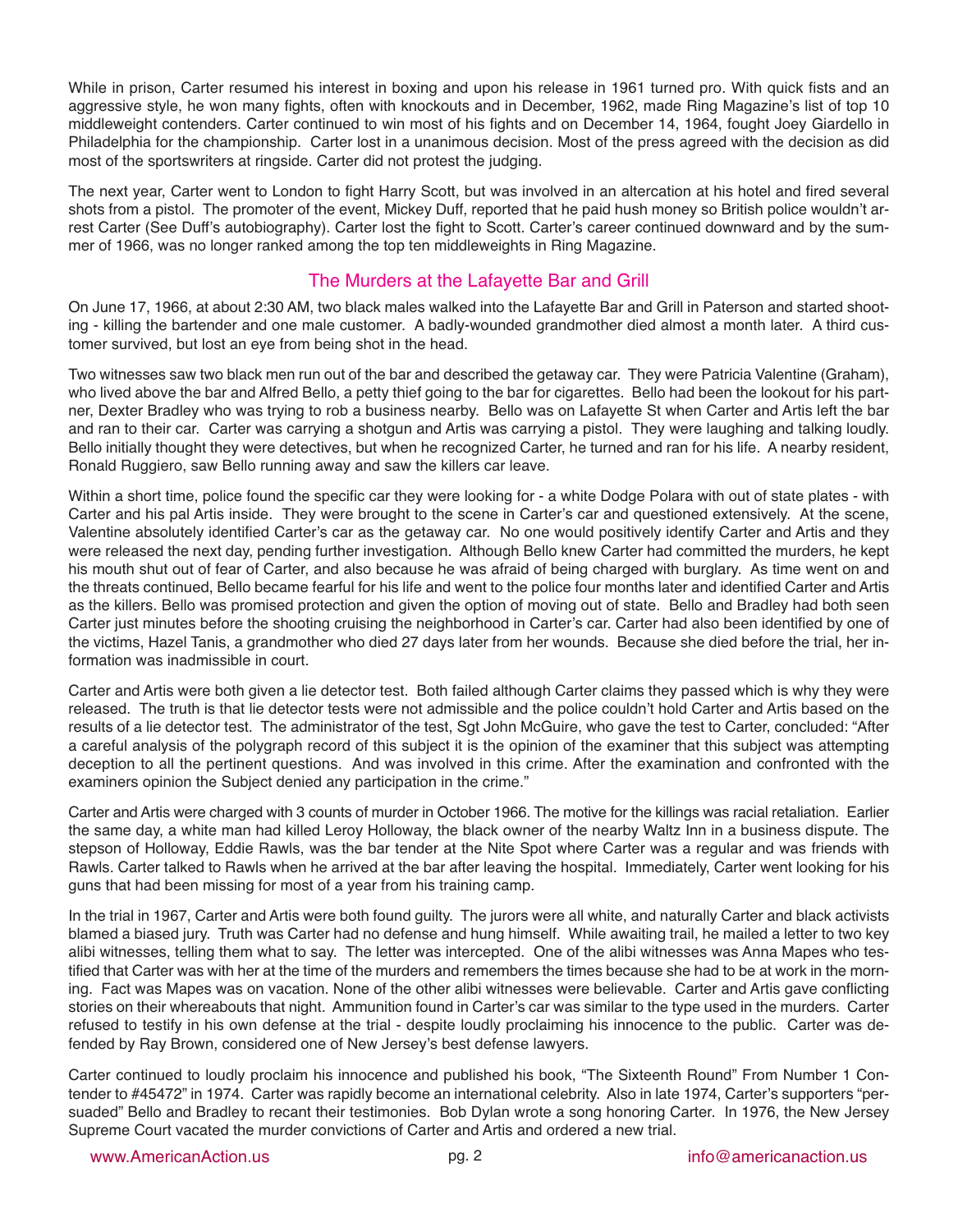While in prison, Carter resumed his interest in boxing and upon his release in 1961 turned pro. With quick fists and an aggressive style, he won many fights, often with knockouts and in December, 1962, made Ring Magazine's list of top 10 middleweight contenders. Carter continued to win most of his fights and on December 14, 1964, fought Joey Giardello in Philadelphia for the championship. Carter lost in a unanimous decision. Most of the press agreed with the decision as did most of the sportswriters at ringside. Carter did not protest the judging.

The next year, Carter went to London to fight Harry Scott, but was involved in an altercation at his hotel and fired several shots from a pistol. The promoter of the event, Mickey Duff, reported that he paid hush money so British police wouldn't arrest Carter (See Duff's autobiography). Carter lost the fight to Scott. Carter's career continued downward and by the summer of 1966, was no longer ranked among the top ten middleweights in Ring Magazine.

## The Murders at the Lafayette Bar and Grill

On June 17, 1966, at about 2:30 AM, two black males walked into the Lafayette Bar and Grill in Paterson and started shooting - killing the bartender and one male customer. A badly-wounded grandmother died almost a month later. A third customer survived, but lost an eye from being shot in the head.

Two witnesses saw two black men run out of the bar and described the getaway car. They were Patricia Valentine (Graham), who lived above the bar and Alfred Bello, a petty thief going to the bar for cigarettes. Bello had been the lookout for his partner, Dexter Bradley who was trying to rob a business nearby. Bello was on Lafayette St when Carter and Artis left the bar and ran to their car. Carter was carrying a shotgun and Artis was carrying a pistol. They were laughing and talking loudly. Bello initially thought they were detectives, but when he recognized Carter, he turned and ran for his life. A nearby resident, Ronald Ruggiero, saw Bello running away and saw the killers car leave.

Within a short time, police found the specific car they were looking for - a white Dodge Polara with out of state plates - with Carter and his pal Artis inside. They were brought to the scene in Carter's car and questioned extensively. At the scene, Valentine absolutely identified Carter's car as the getaway car. No one would positively identify Carter and Artis and they were released the next day, pending further investigation. Although Bello knew Carter had committed the murders, he kept his mouth shut out of fear of Carter, and also because he was afraid of being charged with burglary. As time went on and the threats continued, Bello became fearful for his life and went to the police four months later and identified Carter and Artis as the killers. Bello was promised protection and given the option of moving out of state. Bello and Bradley had both seen Carter just minutes before the shooting cruising the neighborhood in Carter's car. Carter had also been identified by one of the victims, Hazel Tanis, a grandmother who died 27 days later from her wounds. Because she died before the trial, her information was inadmissible in court.

Carter and Artis were both given a lie detector test. Both failed although Carter claims they passed which is why they were released. The truth is that lie detector tests were not admissible and the police couldn't hold Carter and Artis based on the results of a lie detector test. The administrator of the test, Sgt John McGuire, who gave the test to Carter, concluded: "After a careful analysis of the polygraph record of this subject it is the opinion of the examiner that this subject was attempting deception to all the pertinent questions. And was involved in this crime. After the examination and confronted with the examiners opinion the Subject denied any participation in the crime."

Carter and Artis were charged with 3 counts of murder in October 1966. The motive for the killings was racial retaliation. Earlier the same day, a white man had killed Leroy Holloway, the black owner of the nearby Waltz Inn in a business dispute. The stepson of Holloway, Eddie Rawls, was the bar tender at the Nite Spot where Carter was a regular and was friends with Rawls. Carter talked to Rawls when he arrived at the bar after leaving the hospital. Immediately, Carter went looking for his guns that had been missing for most of a year from his training camp.

In the trial in 1967, Carter and Artis were both found guilty. The jurors were all white, and naturally Carter and black activists blamed a biased jury. Truth was Carter had no defense and hung himself. While awaiting trail, he mailed a letter to two key alibi witnesses, telling them what to say. The letter was intercepted. One of the alibi witnesses was Anna Mapes who testified that Carter was with her at the time of the murders and remembers the times because she had to be at work in the morning. Fact was Mapes was on vacation. None of the other alibi witnesses were believable. Carter and Artis gave conflicting stories on their whereabouts that night. Ammunition found in Carter's car was similar to the type used in the murders. Carter refused to testify in his own defense at the trial - despite loudly proclaiming his innocence to the public. Carter was defended by Ray Brown, considered one of New Jersey's best defense lawyers.

Carter continued to loudly proclaim his innocence and published his book, "The Sixteenth Round" From Number 1 Contender to #45472" in 1974. Carter was rapidly become an international celebrity. Also in late 1974, Carter's supporters "persuaded" Bello and Bradley to recant their testimonies. Bob Dylan wrote a song honoring Carter. In 1976, the New Jersey Supreme Court vacated the murder convictions of Carter and Artis and ordered a new trial.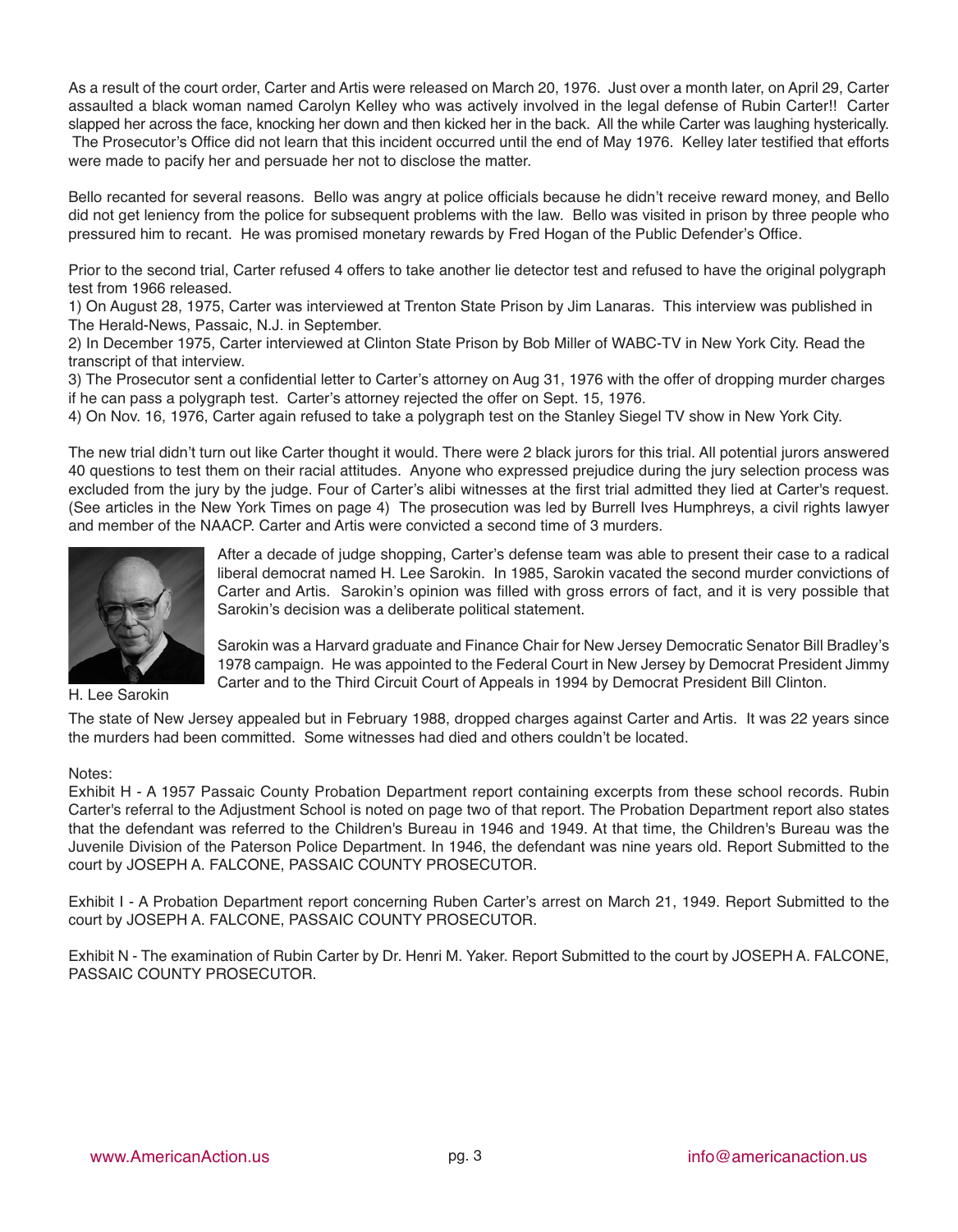As a result of the court order, Carter and Artis were released on March 20, 1976. Just over a month later, on April 29, Carter assaulted a black woman named Carolyn Kelley who was actively involved in the legal defense of Rubin Carter!! Carter slapped her across the face, knocking her down and then kicked her in the back. All the while Carter was laughing hysterically. The Prosecutor's Office did not learn that this incident occurred until the end of May 1976. Kelley later testified that efforts were made to pacify her and persuade her not to disclose the matter.

Bello recanted for several reasons. Bello was angry at police officials because he didn't receive reward money, and Bello did not get leniency from the police for subsequent problems with the law. Bello was visited in prison by three people who pressured him to recant. He was promised monetary rewards by Fred Hogan of the Public Defender's Office.

Prior to the second trial, Carter refused 4 offers to take another lie detector test and refused to have the original polygraph test from 1966 released.

1) On August 28, 1975, Carter was interviewed at Trenton State Prison by Jim Lanaras. This interview was published in The Herald-News, Passaic, N.J. in September.
2) In December 1975, Carter interviewed at Clinton State Prison by Bob Miller of WABC-TV in New York City. Read the transcript of that interview.
3) The Prosecutor sent a confidential letter to Carter's attorney on Aug 31, 1976 with the offer of dropping murder charges if he can pass a polygraph test. Carter's attorney rejected the offer on Sept. 15, 1976.
4) On Nov. 16, 1976, Carter again refused to take a polygraph test on the Stanley Siegel TV show in New York City.

The new trial didn't turn out like Carter thought it would. There were 2 black jurors for this trial. All potential jurors answered 40 questions to test them on their racial attitudes. Anyone who expressed prejudice during the jury selection process was excluded from the jury by the judge. Four of Carter's alibi witnesses at the first trial admitted they lied at Carter's request. (See articles in the New York Times on page 4) The prosecution was led by Burrell Ives Humphreys, a civil rights lawyer and member of the NAACP. Carter and Artis were convicted a second time of 3 murders.

After a decade of judge shopping, Carter's defense team was able to present their case to a radical liberal democrat named H. Lee Sarokin. In 1985, Sarokin vacated the second murder convictions of Carter and Artis. Sarokin's opinion was filled with gross errors of fact, and it is very possible that Sarokin's decision was a deliberate political statement.

Sarokin was a Harvard graduate and Finance Chair for New Jersey Democratic Senator Bill Bradley's 1978 campaign. He was appointed to the Federal Court in New Jersey by Democrat President Jimmy Carter and to the Third Circuit Court of Appeals in 1994 by Democrat President Bill Clinton.

H. Lee Sarokin

The state of New Jersey appealed but in February 1988, dropped charges against Carter and Artis. It was 22 years since the murders had been committed. Some witnesses had died and others couldn't be located.

Notes:

Exhibit H - A 1957 Passaic County Probation Department report containing excerpts from these school records. Rubin Carter's referral to the Adjustment School is noted on page two of that report. The Probation Department report also states that the defendant was referred to the Children's Bureau in 1946 and 1949. At that time, the Children's Bureau was the Juvenile Division of the Paterson Police Department. In 1946, the defendant was nine years old. Report Submitted to the court by JOSEPH A. FALCONE, PASSAIC COUNTY PROSECUTOR.

Exhibit I - A Probation Department report concerning Ruben Carter's arrest on March 21, 1949. Report Submitted to the court by JOSEPH A. FALCONE, PASSAIC COUNTY PROSECUTOR.

Exhibit N - The examination of Rubin Carter by Dr. Henri M. Yaker. Report Submitted to the court by JOSEPH A. FALCONE, PASSAIC COUNTY PROSECUTOR.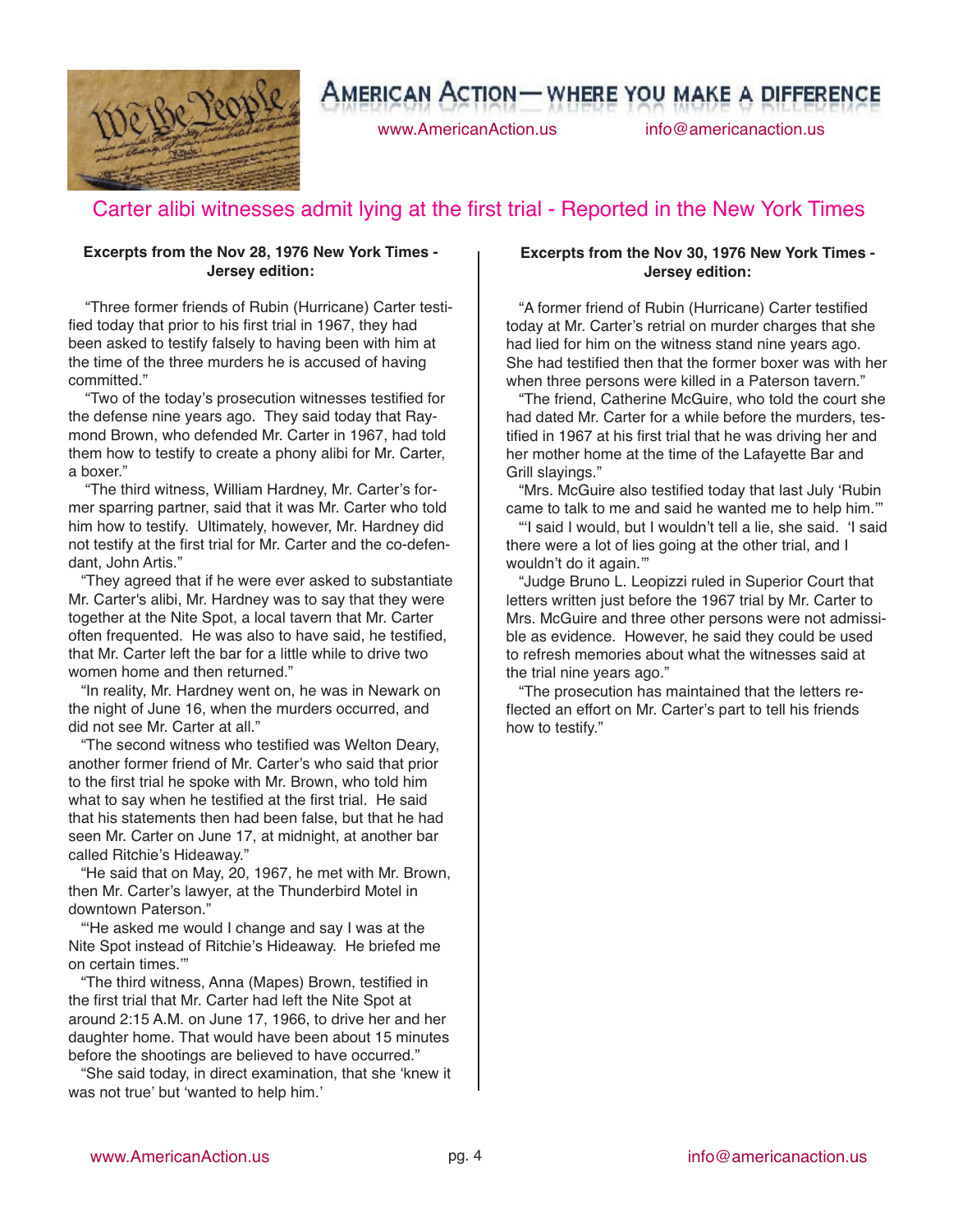## Carter alibi witnesses admit lying at the first trial - Reported in the New York Times

**Excerpts from the Nov 28, 1976 New York Times - Jersey edition:**

"Three former friends of Rubin (Hurricane) Carter testified today that prior to his first trial in 1967, they had been asked to testify falsely to having been with him at the time of the three murders he is accused of having committed."

"Two of the today's prosecution witnesses testified for the defense nine years ago. They said today that Raymond Brown, who defended Mr. Carter in 1967, had told them how to testify to create a phony alibi for Mr. Carter, a boxer."

"The third witness, William Hardney, Mr. Carter's former sparring partner, said that it was Mr. Carter who told him how to testify. Ultimately, however, Mr. Hardney did not testify at the first trial for Mr. Carter and the co-defendant, John Artis."

"They agreed that if he were ever asked to substantiate Mr. Carter's alibi, Mr. Hardney was to say that they were together at the Nite Spot, a local tavern that Mr. Carter often frequented. He was also to have said, he testified, that Mr. Carter left the bar for a little while to drive two women home and then returned."

"In reality, Mr. Hardney went on, he was in Newark on the night of June 16, when the murders occurred, and did not see Mr. Carter at all."

"The second witness who testified was Welton Deary, another former friend of Mr. Carter's who said that prior to the first trial he spoke with Mr. Brown, who told him what to say when he testified at the first trial. He said that his statements then had been false, but that he had seen Mr. Carter on June 17, at midnight, at another bar called Ritchie's Hideaway."

"He said that on May, 20, 1967, he met with Mr. Brown, then Mr. Carter's lawyer, at the Thunderbird Motel in downtown Paterson."

"'He asked me would I change and say I was at the Nite Spot instead of Ritchie's Hideaway. He briefed me on certain times.'"

"The third witness, Anna (Mapes) Brown, testified in the first trial that Mr. Carter had left the Nite Spot at around 2:15 A.M. on June 17, 1966, to drive her and her daughter home. That would have been about 15 minutes before the shootings are believed to have occurred."

"She said today, in direct examination, that she 'knew it was not true' but 'wanted to help him.'

**Excerpts from the Nov 30, 1976 New York Times - Jersey edition:**

"A former friend of Rubin (Hurricane) Carter testified today at Mr. Carter's retrial on murder charges that she had lied for him on the witness stand nine years ago. She had testified then that the former boxer was with her when three persons were killed in a Paterson tavern."

"The friend, Catherine McGuire, who told the court she had dated Mr. Carter for a while before the murders, testified in 1967 at his first trial that he was driving her and her mother home at the time of the Lafayette Bar and Grill slayings."

"Mrs. McGuire also testified today that last July 'Rubin came to talk to me and said he wanted me to help him.'"

"'I said I would, but I wouldn't tell a lie, she said. 'I said there were a lot of lies going at the other trial, and I wouldn't do it again.'"

"Judge Bruno L. Leopizzi ruled in Superior Court that letters written just before the 1967 trial by Mr. Carter to Mrs. McGuire and three other persons were not admissible as evidence. However, he said they could be used to refresh memories about what the witnesses said at the trial nine years ago."

"The prosecution has maintained that the letters reflected an effort on Mr. Carter's part to tell his friends how to testify."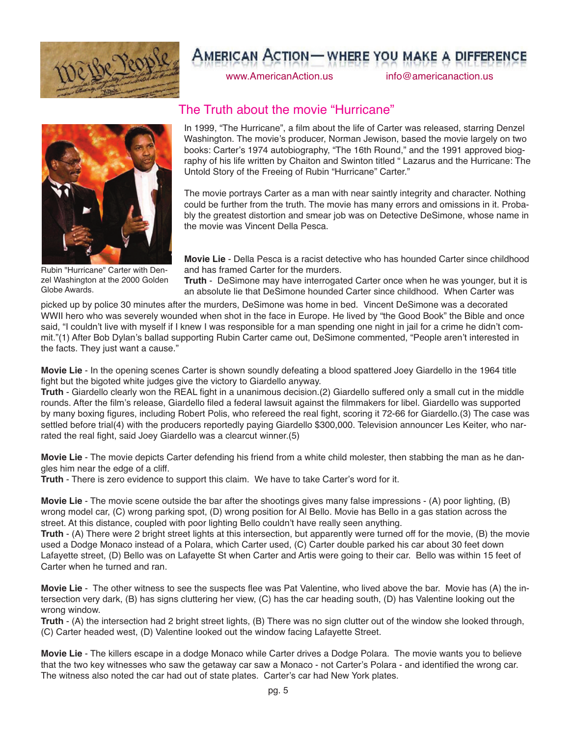# AMERICAN ACTION — WHERE YOU MAKE A DIFFERENCE

www.AmericanAction.us info@americanaction.us

## The Truth about the movie "Hurricane"

In 1999, "The Hurricane", a film about the life of Carter was released, starring Denzel Washington. The movie's producer, Norman Jewison, based the movie largely on two books: Carter's 1974 autobiography, "The 16th Round," and the 1991 approved biography of his life written by Chaiton and Swinton titled " Lazarus and the Hurricane: The Untold Story of the Freeing of Rubin "Hurricane" Carter."

The movie portrays Carter as a man with near saintly integrity and character. Nothing could be further from the truth. The movie has many errors and omissions in it. Probably the greatest distortion and smear job was on Detective DeSimone, whose name in the movie was Vincent Della Pesca.

Rubin "Hurricane" Carter with Denzel Washington at the 2000 Golden Globe Awards.

**Movie Lie** - Della Pesca is a racist detective who has hounded Carter since childhood and has framed Carter for the murders.
**Truth** - DeSimone may have interrogated Carter once when he was younger, but it is an absolute lie that DeSimone hounded Carter since childhood. When Carter was picked up by police 30 minutes after the murders, DeSimone was home in bed. Vincent DeSimone was a decorated WWII hero who was severely wounded when shot in the face in Europe. He lived by "the Good Book" the Bible and once said, "I couldn't live with myself if I knew I was responsible for a man spending one night in jail for a crime he didn't commit."(1) After Bob Dylan's ballad supporting Rubin Carter came out, DeSimone commented, "People aren't interested in the facts. They just want a cause."

**Movie Lie** - In the opening scenes Carter is shown soundly defeating a blood spattered Joey Giardello in the 1964 title fight but the bigoted white judges give the victory to Giardello anyway.
**Truth** - Giardello clearly won the REAL fight in a unanimous decision.(2) Giardello suffered only a small cut in the middle rounds. After the film's release, Giardello filed a federal lawsuit against the filmmakers for libel. Giardello was supported by many boxing figures, including Robert Polis, who refereed the real fight, scoring it 72-66 for Giardello.(3) The case was settled before trial(4) with the producers reportedly paying Giardello $300,000. Television announcer Les Keiter, who narrated the real fight, said Joey Giardello was a clearcut winner.(5)

**Movie Lie** - The movie depicts Carter defending his friend from a white child molester, then stabbing the man as he dangles him near the edge of a cliff.
**Truth** - There is zero evidence to support this claim. We have to take Carter's word for it.

**Movie Lie** - The movie scene outside the bar after the shootings gives many false impressions - (A) poor lighting, (B) wrong model car, (C) wrong parking spot, (D) wrong position for Al Bello. Movie has Bello in a gas station across the street. At this distance, coupled with poor lighting Bello couldn't have really seen anything.
**Truth** - (A) There were 2 bright street lights at this intersection, but apparently were turned off for the movie, (B) the movie used a Dodge Monaco instead of a Polara, which Carter used, (C) Carter double parked his car about 30 feet down Lafayette street, (D) Bello was on Lafayette St when Carter and Artis were going to their car. Bello was within 15 feet of Carter when he turned and ran.

**Movie Lie** - The other witness to see the suspects flee was Pat Valentine, who lived above the bar. Movie has (A) the intersection very dark, (B) has signs cluttering her view, (C) has the car heading south, (D) has Valentine looking out the wrong window.
**Truth** - (A) the intersection had 2 bright street lights, (B) There was no sign clutter out of the window she looked through, (C) Carter headed west, (D) Valentine looked out the window facing Lafayette Street.

**Movie Lie** - The killers escape in a dodge Monaco while Carter drives a Dodge Polara. The movie wants you to believe that the two key witnesses who saw the getaway car saw a Monaco - not Carter's Polara - and identified the wrong car. The witness also noted the car had out of state plates. Carter's car had New York plates.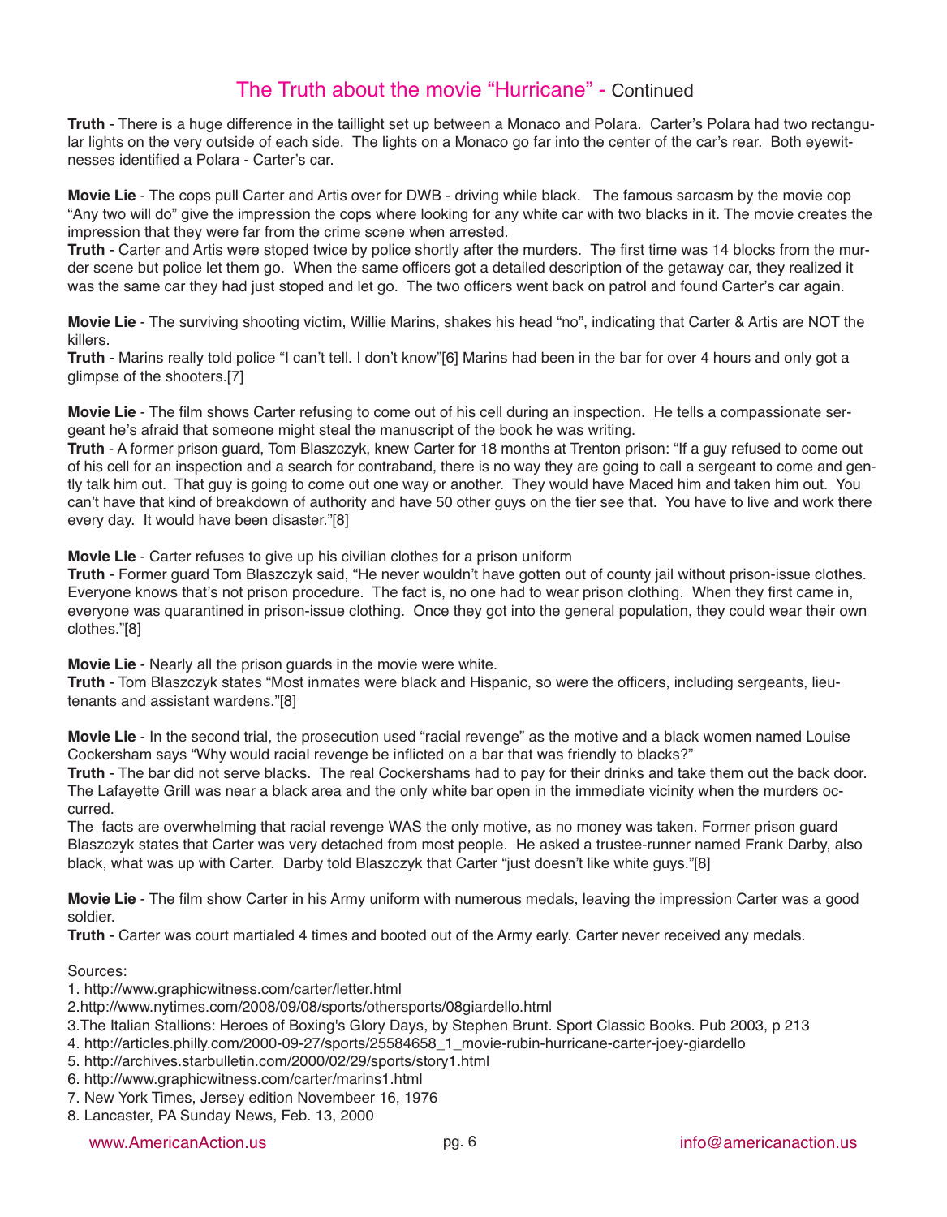## The Truth about the movie "Hurricane" - Continued

**Truth** - There is a huge difference in the taillight set up between a Monaco and Polara. Carter's Polara had two rectangular lights on the very outside of each side. The lights on a Monaco go far into the center of the car's rear. Both eyewitnesses identified a Polara - Carter's car.

**Movie Lie** - The cops pull Carter and Artis over for DWB - driving while black. The famous sarcasm by the movie cop "Any two will do" give the impression the cops where looking for any white car with two blacks in it. The movie creates the impression that they were far from the crime scene when arrested.
**Truth** - Carter and Artis were stoped twice by police shortly after the murders. The first time was 14 blocks from the murder scene but police let them go. When the same officers got a detailed description of the getaway car, they realized it was the same car they had just stoped and let go. The two officers went back on patrol and found Carter's car again.

**Movie Lie** - The surviving shooting victim, Willie Marins, shakes his head "no", indicating that Carter & Artis are NOT the killers.
**Truth** - Marins really told police "I can't tell. I don't know"[6] Marins had been in the bar for over 4 hours and only got a glimpse of the shooters.[7]

**Movie Lie** - The film shows Carter refusing to come out of his cell during an inspection. He tells a compassionate sergeant he's afraid that someone might steal the manuscript of the book he was writing.
**Truth** - A former prison guard, Tom Blaszczyk, knew Carter for 18 months at Trenton prison: "If a guy refused to come out of his cell for an inspection and a search for contraband, there is no way they are going to call a sergeant to come and gently talk him out. That guy is going to come out one way or another. They would have Maced him and taken him out. You can't have that kind of breakdown of authority and have 50 other guys on the tier see that. You have to live and work there every day. It would have been disaster."[8]

**Movie Lie** - Carter refuses to give up his civilian clothes for a prison uniform
**Truth** - Former guard Tom Blaszczyk said, "He never wouldn't have gotten out of county jail without prison-issue clothes. Everyone knows that's not prison procedure. The fact is, no one had to wear prison clothing. When they first came in, everyone was quarantined in prison-issue clothing. Once they got into the general population, they could wear their own clothes."[8]

**Movie Lie** - Nearly all the prison guards in the movie were white.
**Truth** - Tom Blaszczyk states "Most inmates were black and Hispanic, so were the officers, including sergeants, lieutenants and assistant wardens."[8]

**Movie Lie** - In the second trial, the prosecution used "racial revenge" as the motive and a black women named Louise Cockersham says "Why would racial revenge be inflicted on a bar that was friendly to blacks?"
**Truth** - The bar did not serve blacks. The real Cockershams had to pay for their drinks and take them out the back door. The Lafayette Grill was near a black area and the only white bar open in the immediate vicinity when the murders occurred.
The facts are overwhelming that racial revenge WAS the only motive, as no money was taken. Former prison guard Blaszczyk states that Carter was very detached from most people. He asked a trustee-runner named Frank Darby, also black, what was up with Carter. Darby told Blaszczyk that Carter "just doesn't like white guys."[8]

**Movie Lie** - The film show Carter in his Army uniform with numerous medals, leaving the impression Carter was a good soldier.
**Truth** - Carter was court martialed 4 times and booted out of the Army early. Carter never received any medals.

Sources:
1. http://www.graphicwitness.com/carter/letter.html
2. http://www.nytimes.com/2008/09/08/sports/othersports/08giardello.html
3. The Italian Stallions: Heroes of Boxing's Glory Days, by Stephen Brunt. Sport Classic Books. Pub 2003, p 213
4. http://articles.philly.com/2000-09-27/sports/25584658_1_movie-rubin-hurricane-carter-joey-giardello
5. http://archives.starbulletin.com/2000/02/29/sports/story1.html
6. http://www.graphicwitness.com/carter/marins1.html
7. New York Times, Jersey edition Novembeer 16, 1976
8. Lancaster, PA Sunday News, Feb. 13, 2000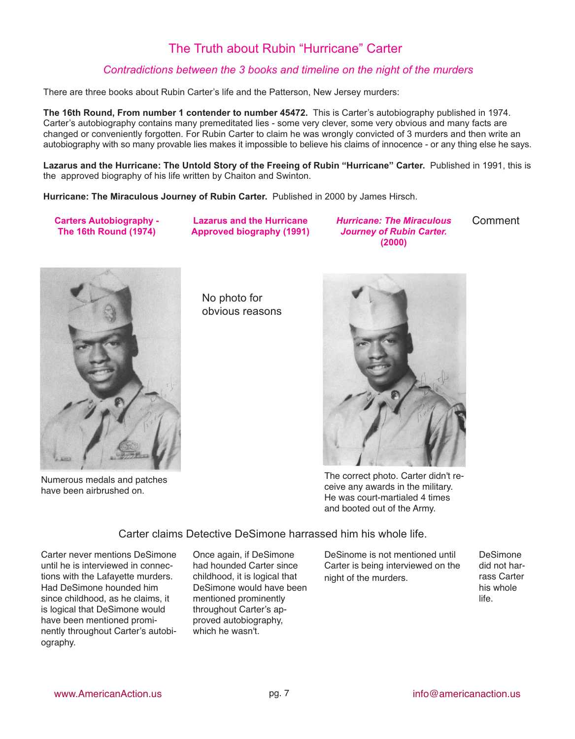# The Truth about Rubin "Hurricane" Carter

### *Contradictions between the 3 books and timeline on the night of the murders*

There are three books about Rubin Carter's life and the Patterson, New Jersey murders:

**The 16th Round, From number 1 contender to number 45472.** This is Carter's autobiography published in 1974. Carter's autobiography contains many premeditated lies - some very clever, some very obvious and many facts are changed or conveniently forgotten. For Rubin Carter to claim he was wrongly convicted of 3 murders and then write an autobiography with so many provable lies makes it impossible to believe his claims of innocence - or any thing else he says.

**Lazarus and the Hurricane: The Untold Story of the Freeing of Rubin "Hurricane" Carter.** Published in 1991, this is the approved biography of his life written by Chaiton and Swinton.

**Hurricane: The Miraculous Journey of Rubin Carter.** Published in 2000 by James Hirsch.

| **Carters Autobiography - The 16th Round (1974)** | **Lazarus and the Hurricane Approved biography (1991)** | ***Hurricane: The Miraculous Journey of Rubin Carter.* (2000)** | Comment |
|---|---|---|---|
| Numerous medals and patches have been airbrushed on. | No photo for obvious reasons | The correct photo. Carter didn't receive any awards in the military. He was court-martialed 4 times and booted out of the Army. | |

Carter claims Detective DeSimone harrassed him his whole life.

| | | | |
|---|---|---|---|
| Carter never mentions DeSimone until he is interviewed in connections with the Lafayette murders. Had DeSimone hounded him since childhood, as he claims, it is logical that DeSimone would have been mentioned prominently throughout Carter's autobiography. | Once again, if DeSimone had hounded Carter since childhood, it is logical that DeSimone would have been mentioned prominently throughout Carter's approved autobiography, which he wasn't. | DeSinome is not mentioned until Carter is being interviewed on the night of the murders. | DeSimone did not harrass Carter his whole life. |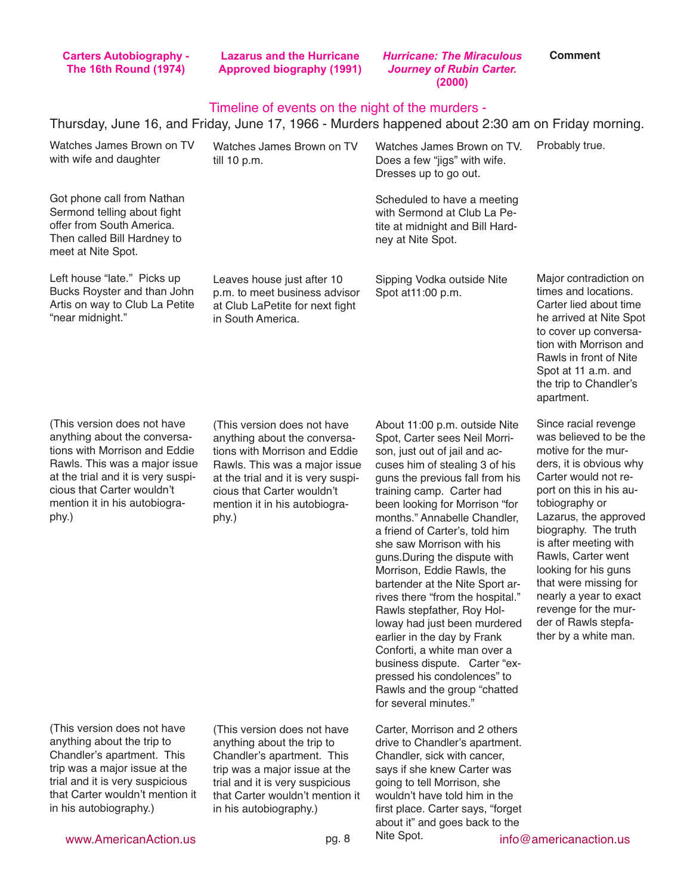| Carters Autobiography - The 16th Round (1974) | Lazarus and the Hurricane Approved biography (1991) | *Hurricane: The Miraculous Journey of Rubin Carter.* (2000) | Comment |
|---|---|---|---|

## Timeline of events on the night of the murders -

Thursday, June 16, and Friday, June 17, 1966 - Murders happened about 2:30 am on Friday morning.

| Carters Autobiography - The 16th Round (1974) | Lazarus and the Hurricane Approved biography (1991) | *Hurricane: The Miraculous Journey of Rubin Carter.* (2000) | Comment |
|---|---|---|---|
| Watches James Brown on TV with wife and daughter | Watches James Brown on TV till 10 p.m. | Watches James Brown on TV. Does a few "jigs" with wife. Dresses up to go out. | Probably true. |
| Got phone call from Nathan Sermond telling about fight offer from South America. Then called Bill Hardney to meet at Nite Spot. | | Scheduled to have a meeting with Sermond at Club La Petite at midnight and Bill Hardney at Nite Spot. | |
| Left house "late." Picks up Bucks Royster and than John Artis on way to Club La Petite "near midnight." | Leaves house just after 10 p.m. to meet business advisor at Club LaPetite for next fight in South America. | Sipping Vodka outside Nite Spot at11:00 p.m. | Major contradiction on times and locations. Carter lied about time he arrived at Nite Spot to cover up conversation with Morrison and Rawls in front of Nite Spot at 11 a.m. and the trip to Chandler's apartment. |
| (This version does not have anything about the conversations with Morrison and Eddie Rawls. This was a major issue at the trial and it is very suspicious that Carter wouldn't mention it in his autobiography.) | (This version does not have anything about the conversations with Morrison and Eddie Rawls. This was a major issue at the trial and it is very suspicious that Carter wouldn't mention it in his autobiography.) | About 11:00 p.m. outside Nite Spot, Carter sees Neil Morrison, just out of jail and accuses him of stealing 3 of his guns the previous fall from his training camp. Carter had been looking for Morrison "for months." Annabelle Chandler, a friend of Carter's, told him she saw Morrison with his guns.During the dispute with Morrison, Eddie Rawls, the bartender at the Nite Sport arrives there "from the hospital." Rawls stepfather, Roy Holloway had just been murdered earlier in the day by Frank Conforti, a white man over a business dispute. Carter "expressed his condolences" to Rawls and the group "chatted for several minutes." | Since racial revenge was believed to be the motive for the murders, it is obvious why Carter would not report on this in his autobiography or Lazarus, the approved biography. The truth is after meeting with Rawls, Carter went looking for his guns that were missing for nearly a year to exact revenge for the murder of Rawls stepfather by a white man. |
| (This version does not have anything about the trip to Chandler's apartment. This trip was a major issue at the trial and it is very suspicious that Carter wouldn't mention it in his autobiography.) | (This version does not have anything about the trip to Chandler's apartment. This trip was a major issue at the trial and it is very suspicious that Carter wouldn't mention it in his autobiography.) | Carter, Morrison and 2 others drive to Chandler's apartment. Chandler, sick with cancer, says if she knew Carter was going to tell Morrison, she wouldn't have told him in the first place. Carter says, "forget about it" and goes back to the Nite Spot. | |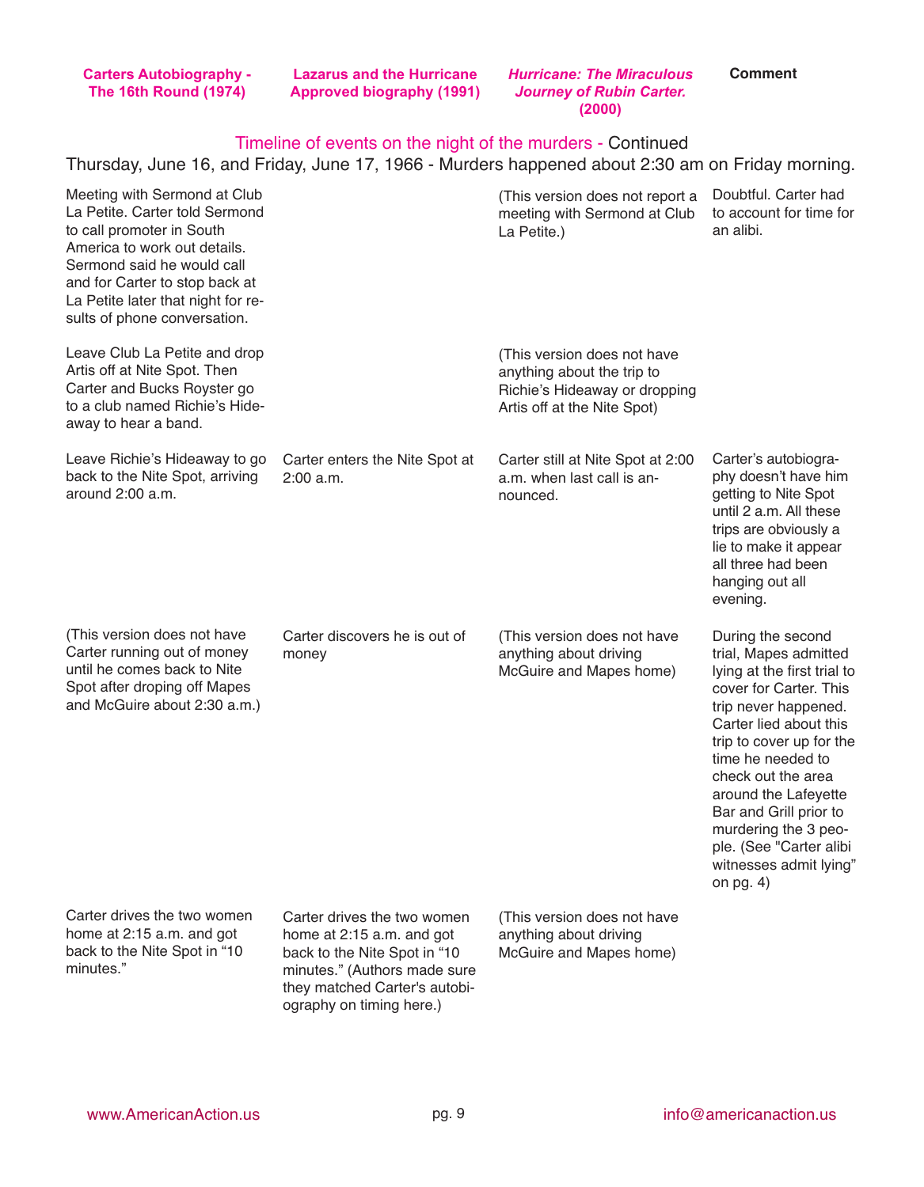| Carters Autobiography - The 16th Round (1974) | Lazarus and the Hurricane Approved biography (1991) | *Hurricane: The Miraculous Journey of Rubin Carter.* (2000) | Comment |
|---|---|---|---|

## Timeline of events on the night of the murders - Continued

Thursday, June 16, and Friday, June 17, 1966 - Murders happened about 2:30 am on Friday morning.

| Carters Autobiography - The 16th Round (1974) | Lazarus and the Hurricane Approved biography (1991) | *Hurricane: The Miraculous Journey of Rubin Carter.* (2000) | Comment |
|---|---|---|---|
| Meeting with Sermond at Club La Petite. Carter told Sermond to call promoter in South America to work out details. Sermond said he would call and for Carter to stop back at La Petite later that night for results of phone conversation. | | (This version does not report a meeting with Sermond at Club La Petite.) | Doubtful. Carter had to account for time for an alibi. |
| Leave Club La Petite and drop Artis off at Nite Spot. Then Carter and Bucks Royster go to a club named Richie's Hideaway to hear a band. | | (This version does not have anything about the trip to Richie's Hideaway or dropping Artis off at the Nite Spot) | |
| Leave Richie's Hideaway to go back to the Nite Spot, arriving around 2:00 a.m. | Carter enters the Nite Spot at 2:00 a.m. | Carter still at Nite Spot at 2:00 a.m. when last call is announced. | Carter's autobiography doesn't have him getting to Nite Spot until 2 a.m. All these trips are obviously a lie to make it appear all three had been hanging out all evening. |
| (This version does not have Carter running out of money until he comes back to Nite Spot after droping off Mapes and McGuire about 2:30 a.m.) | Carter discovers he is out of money | (This version does not have anything about driving McGuire and Mapes home) | During the second trial, Mapes admitted lying at the first trial to cover for Carter. This trip never happened. Carter lied about this trip to cover up for the time he needed to check out the area around the Lafeyette Bar and Grill prior to murdering the 3 people. (See "Carter alibi witnesses admit lying" on pg. 4) |
| Carter drives the two women home at 2:15 a.m. and got back to the Nite Spot in "10 minutes." | Carter drives the two women home at 2:15 a.m. and got back to the Nite Spot in "10 minutes." (Authors made sure they matched Carter's autobiography on timing here.) | (This version does not have anything about driving McGuire and Mapes home) | |

www.AmericanAction.us | info@americanaction.us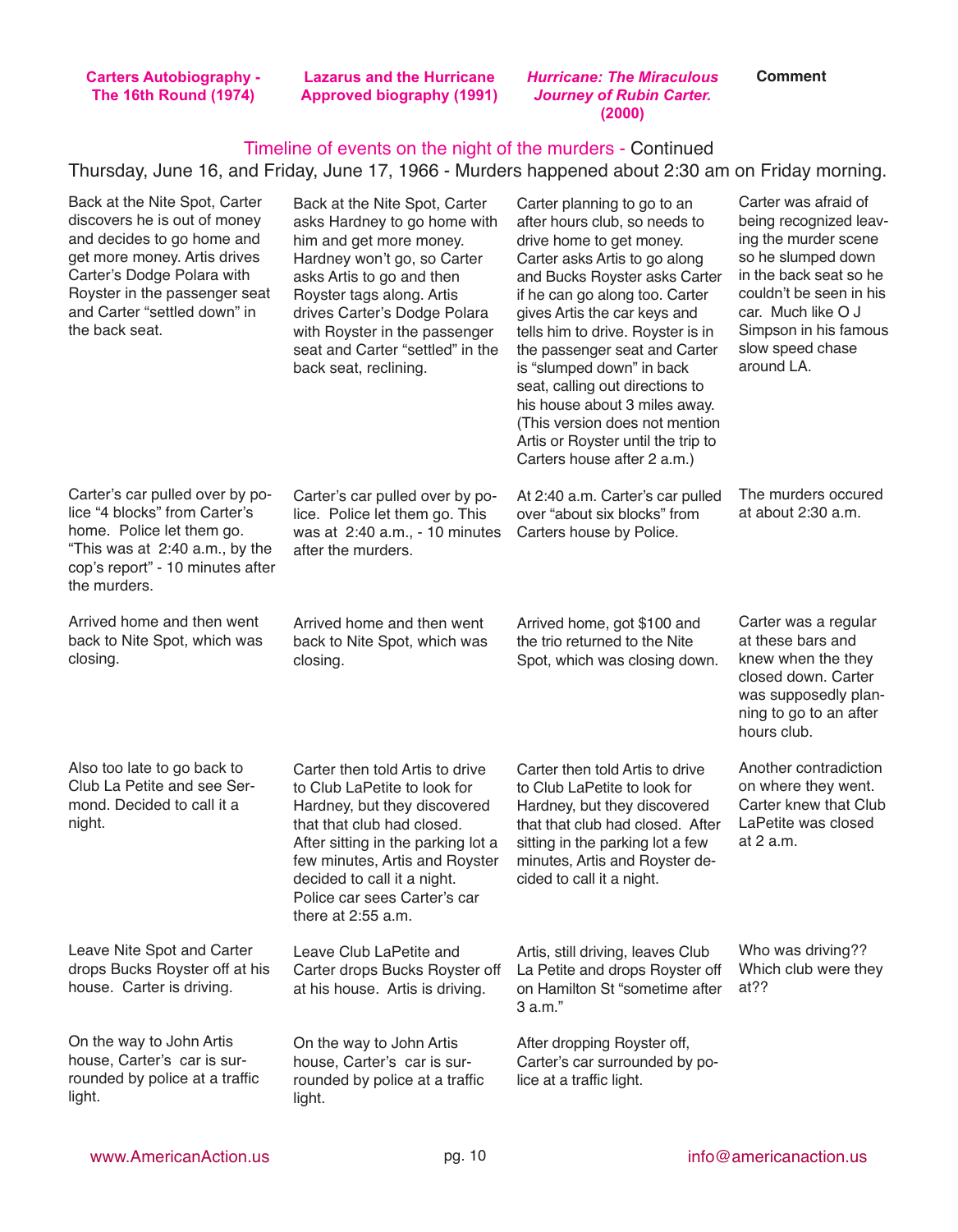| Carters Autobiography - The 16th Round (1974) | Lazarus and the Hurricane Approved biography (1991) | *Hurricane: The Miraculous Journey of Rubin Carter.* (2000) | Comment |
|---|---|---|---|

## Timeline of events on the night of the murders - Continued

Thursday, June 16, and Friday, June 17, 1966 - Murders happened about 2:30 am on Friday morning.

| Carters Autobiography - The 16th Round (1974) | Lazarus and the Hurricane Approved biography (1991) | *Hurricane: The Miraculous Journey of Rubin Carter.* (2000) | Comment |
|---|---|---|---|
| Back at the Nite Spot, Carter discovers he is out of money and decides to go home and get more money. Artis drives Carter's Dodge Polara with Royster in the passenger seat and Carter "settled down" in the back seat. | Back at the Nite Spot, Carter asks Hardney to go home with him and get more money. Hardney won't go, so Carter asks Artis to go and then Royster tags along. Artis drives Carter's Dodge Polara with Royster in the passenger seat and Carter "settled" in the back seat, reclining. | Carter planning to go to an after hours club, so needs to drive home to get money. Carter asks Artis to go along and Bucks Royster asks Carter if he can go along too. Carter gives Artis the car keys and tells him to drive. Royster is in the passenger seat and Carter is "slumped down" in back seat, calling out directions to his house about 3 miles away. (This version does not mention Artis or Royster until the trip to Carters house after 2 a.m.) | Carter was afraid of being recognized leaving the murder scene so he slumped down in the back seat so he couldn't be seen in his car. Much like O J Simpson in his famous slow speed chase around LA. |
| Carter's car pulled over by police "4 blocks" from Carter's home. Police let them go. "This was at 2:40 a.m., by the cop's report" - 10 minutes after the murders. | Carter's car pulled over by police. Police let them go. This was at 2:40 a.m., - 10 minutes after the murders. | At 2:40 a.m. Carter's car pulled over "about six blocks" from Carters house by Police. | The murders occured at about 2:30 a.m. |
| Arrived home and then went back to Nite Spot, which was closing. | Arrived home and then went back to Nite Spot, which was closing. | Arrived home, got $100 and the trio returned to the Nite Spot, which was closing down. | Carter was a regular at these bars and knew when the they closed down. Carter was supposedly planning to go to an after hours club. |
| Also too late to go back to Club La Petite and see Sermond. Decided to call it a night. | Carter then told Artis to drive to Club LaPetite to look for Hardney, but they discovered that that club had closed. After sitting in the parking lot a few minutes, Artis and Royster decided to call it a night. Police car sees Carter's car there at 2:55 a.m. | Carter then told Artis to drive to Club LaPetite to look for Hardney, but they discovered that that club had closed. After sitting in the parking lot a few minutes, Artis and Royster decided to call it a night. | Another contradiction on where they went. Carter knew that Club LaPetite was closed at 2 a.m. |
| Leave Nite Spot and Carter drops Bucks Royster off at his house. Carter is driving. | Leave Club LaPetite and Carter drops Bucks Royster off at his house. Artis is driving. | Artis, still driving, leaves Club La Petite and drops Royster off on Hamilton St "sometime after 3 a.m." | Who was driving?? Which club were they at?? |
| On the way to John Artis house, Carter's car is surrounded by police at a traffic light. | On the way to John Artis house, Carter's car is surrounded by police at a traffic light. | After dropping Royster off, Carter's car surrounded by police at a traffic light. | |

www.AmericanAction.us  info@americanaction.us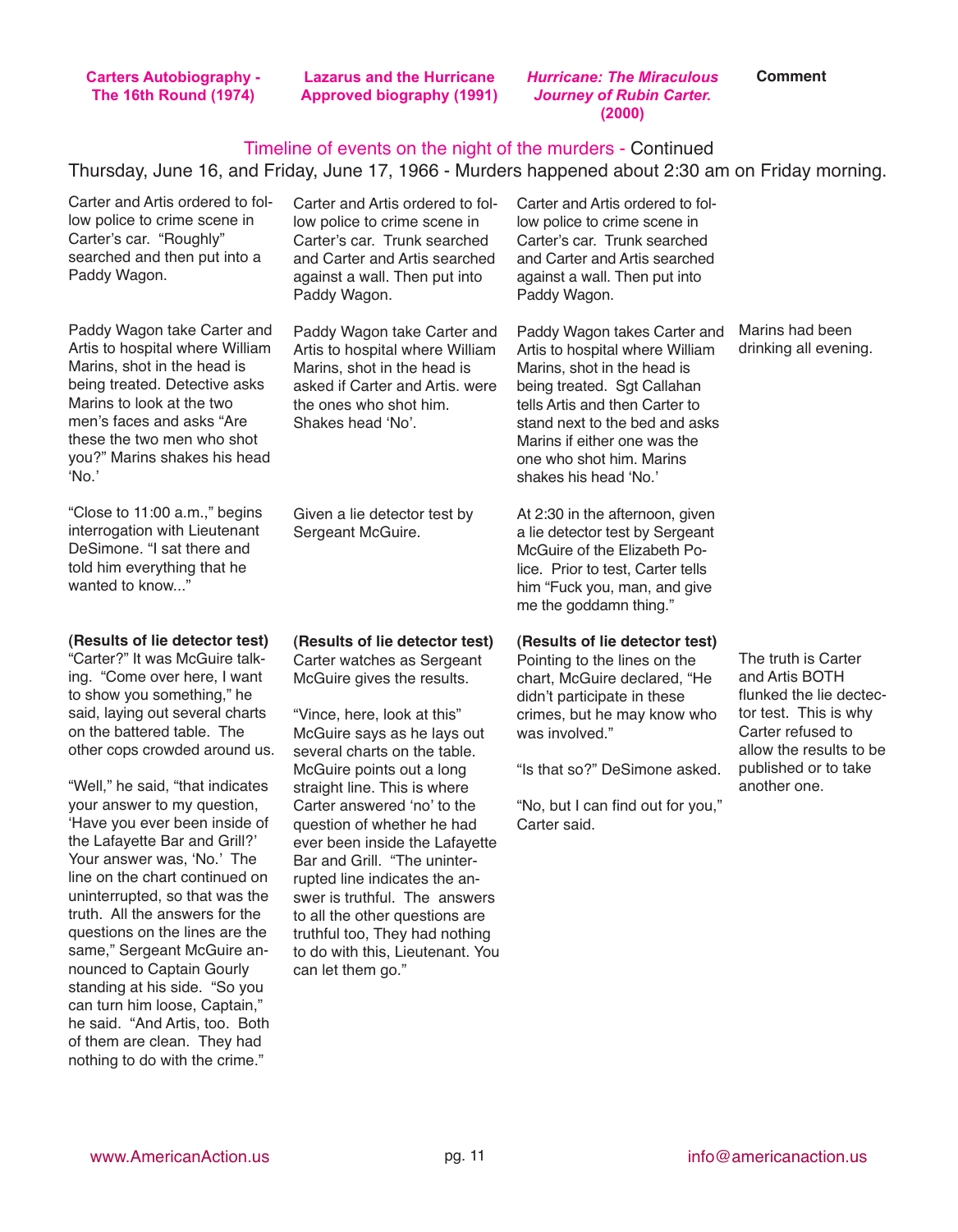## Timeline of events on the night of the murders - Continued

Thursday, June 16, and Friday, June 17, 1966 - Murders happened about 2:30 am on Friday morning.

| Carters Autobiography - The 16th Round (1974) | Lazarus and the Hurricane Approved biography (1991) | *Hurricane: The Miraculous Journey of Rubin Carter.* (2000) | Comment |
|---|---|---|---|
| Carter and Artis ordered to follow police to crime scene in Carter's car. "Roughly" searched and then put into a Paddy Wagon. | Carter and Artis ordered to follow police to crime scene in Carter's car. Trunk searched and Carter and Artis searched against a wall. Then put into Paddy Wagon. | Carter and Artis ordered to follow police to crime scene in Carter's car. Trunk searched and Carter and Artis searched against a wall. Then put into Paddy Wagon. | |
| Paddy Wagon take Carter and Artis to hospital where William Marins, shot in the head is being treated. Detective asks Marins to look at the two men's faces and asks "Are these the two men who shot you?" Marins shakes his head 'No.' | Paddy Wagon take Carter and Artis to hospital where William Marins, shot in the head is asked if Carter and Artis. were the ones who shot him. Shakes head 'No'. | Paddy Wagon takes Carter and Artis to hospital where William Marins, shot in the head is being treated. Sgt Callahan tells Artis and then Carter to stand next to the bed and asks Marins if either one was the one who shot him. Marins shakes his head 'No.' | Marins had been drinking all evening. |
| "Close to 11:00 a.m.," begins interrogation with Lieutenant DeSimone. "I sat there and told him everything that he wanted to know..." | Given a lie detector test by Sergeant McGuire. | At 2:30 in the afternoon, given a lie detector test by Sergeant McGuire of the Elizabeth Police. Prior to test, Carter tells him "Fuck you, man, and give me the goddamn thing." | |
| **(Results of lie detector test)** "Carter?" It was McGuire talking. "Come over here, I want to show you something," he said, laying out several charts on the battered table. The other cops crowded around us.<br><br>"Well," he said, "that indicates your answer to my question, 'Have you ever been inside of the Lafayette Bar and Grill?' Your answer was, 'No.' The line on the chart continued on uninterrupted, so that was the truth. All the answers for the questions on the lines are the same," Sergeant McGuire announced to Captain Gourly standing at his side. "So you can turn him loose, Captain," he said. "And Artis, too. Both of them are clean. They had nothing to do with the crime." | **(Results of lie detector test)** Carter watches as Sergeant McGuire gives the results.<br><br>"Vince, here, look at this" McGuire says as he lays out several charts on the table. McGuire points out a long straight line. This is where Carter answered 'no' to the question of whether he had ever been inside the Lafayette Bar and Grill. "The uninterrupted line indicates the answer is truthful. The answers to all the other questions are truthful too, They had nothing to do with this, Lieutenant. You can let them go." | **(Results of lie detector test)** Pointing to the lines on the chart, McGuire declared, "He didn't participate in these crimes, but he may know who was involved."<br><br>"Is that so?" DeSimone asked.<br><br>"No, but I can find out for you," Carter said. | The truth is Carter and Artis BOTH flunked the lie dectector test. This is why Carter refused to allow the results to be published or to take another one. |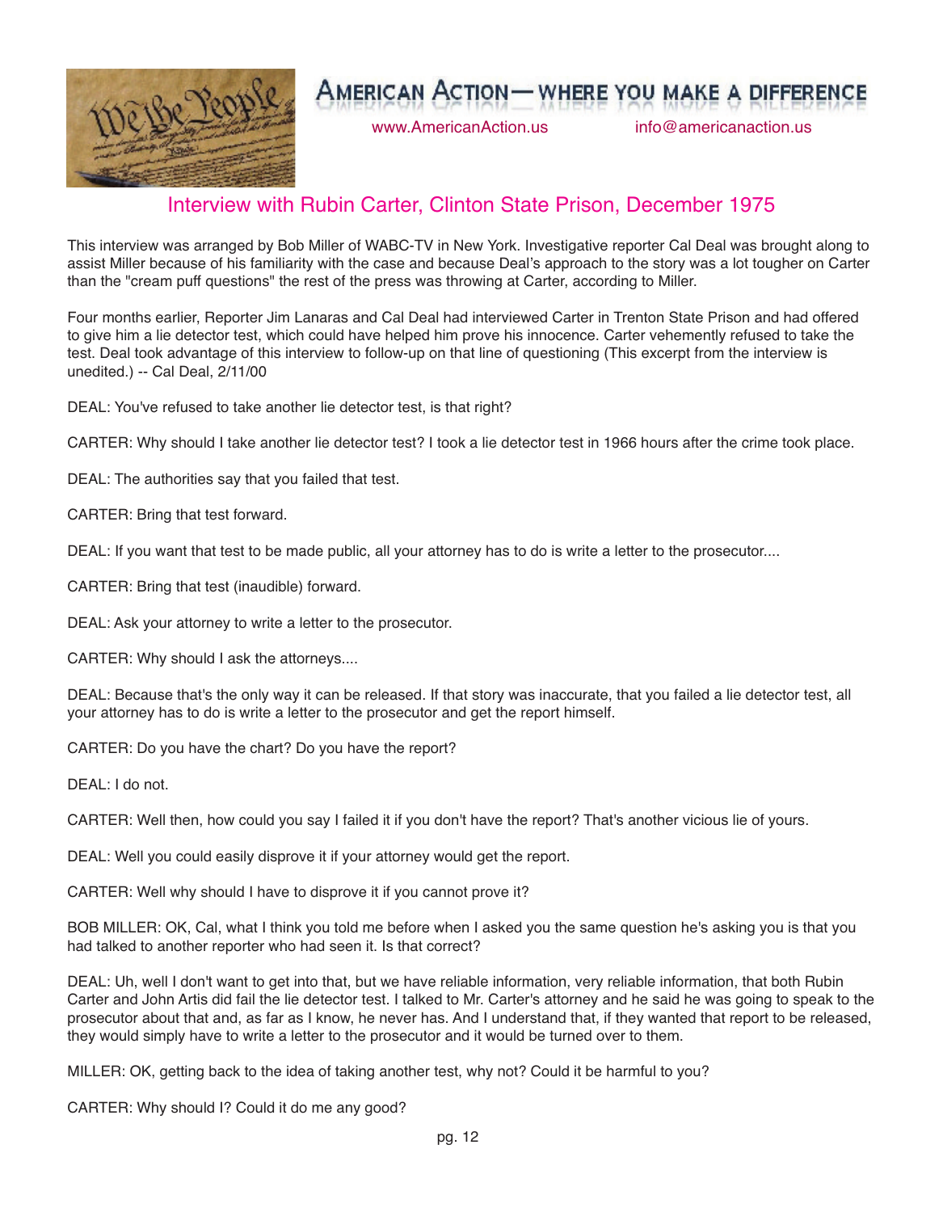# Interview with Rubin Carter, Clinton State Prison, December 1975

This interview was arranged by Bob Miller of WABC-TV in New York. Investigative reporter Cal Deal was brought along to assist Miller because of his familiarity with the case and because Deal's approach to the story was a lot tougher on Carter than the "cream puff questions" the rest of the press was throwing at Carter, according to Miller.

Four months earlier, Reporter Jim Lanaras and Cal Deal had interviewed Carter in Trenton State Prison and had offered to give him a lie detector test, which could have helped him prove his innocence. Carter vehemently refused to take the test. Deal took advantage of this interview to follow-up on that line of questioning (This excerpt from the interview is unedited.) -- Cal Deal, 2/11/00

DEAL: You've refused to take another lie detector test, is that right?

CARTER: Why should I take another lie detector test? I took a lie detector test in 1966 hours after the crime took place.

DEAL: The authorities say that you failed that test.

CARTER: Bring that test forward.

DEAL: If you want that test to be made public, all your attorney has to do is write a letter to the prosecutor....

CARTER: Bring that test (inaudible) forward.

DEAL: Ask your attorney to write a letter to the prosecutor.

CARTER: Why should I ask the attorneys....

DEAL: Because that's the only way it can be released. If that story was inaccurate, that you failed a lie detector test, all your attorney has to do is write a letter to the prosecutor and get the report himself.

CARTER: Do you have the chart? Do you have the report?

DEAL: I do not.

CARTER: Well then, how could you say I failed it if you don't have the report? That's another vicious lie of yours.

DEAL: Well you could easily disprove it if your attorney would get the report.

CARTER: Well why should I have to disprove it if you cannot prove it?

BOB MILLER: OK, Cal, what I think you told me before when I asked you the same question he's asking you is that you had talked to another reporter who had seen it. Is that correct?

DEAL: Uh, well I don't want to get into that, but we have reliable information, very reliable information, that both Rubin Carter and John Artis did fail the lie detector test. I talked to Mr. Carter's attorney and he said he was going to speak to the prosecutor about that and, as far as I know, he never has. And I understand that, if they wanted that report to be released, they would simply have to write a letter to the prosecutor and it would be turned over to them.

MILLER: OK, getting back to the idea of taking another test, why not? Could it be harmful to you?

CARTER: Why should I? Could it do me any good?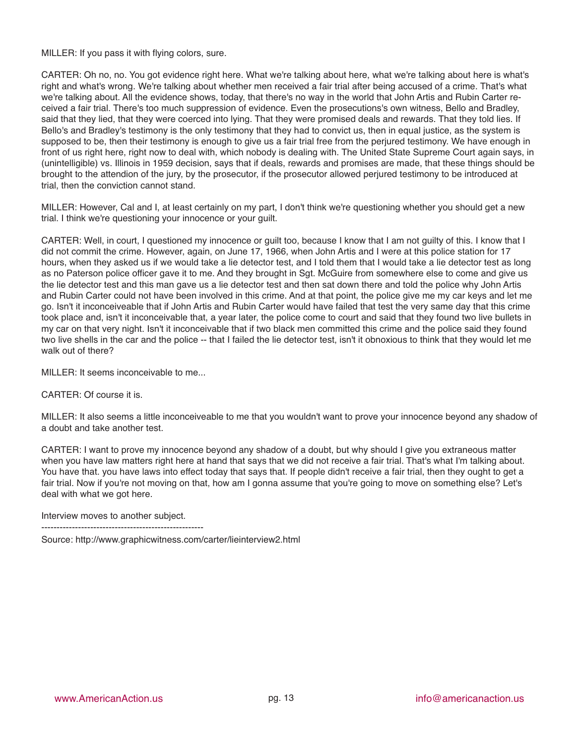MILLER: If you pass it with flying colors, sure.

CARTER: Oh no, no. You got evidence right here. What we're talking about here, what we're talking about here is what's right and what's wrong. We're talking about whether men received a fair trial after being accused of a crime. That's what we're talking about. All the evidence shows, today, that there's no way in the world that John Artis and Rubin Carter received a fair trial. There's too much suppression of evidence. Even the prosecutions's own witness, Bello and Bradley, said that they lied, that they were coerced into lying. That they were promised deals and rewards. That they told lies. If Bello's and Bradley's testimony is the only testimony that they had to convict us, then in equal justice, as the system is supposed to be, then their testimony is enough to give us a fair trial free from the perjured testimony. We have enough in front of us right here, right now to deal with, which nobody is dealing with. The United State Supreme Court again says, in (unintelligible) vs. Illinois in 1959 decision, says that if deals, rewards and promises are made, that these things should be brought to the attendion of the jury, by the prosecutor, if the prosecutor allowed perjured testimony to be introduced at trial, then the conviction cannot stand.

MILLER: However, Cal and I, at least certainly on my part, I don't think we're questioning whether you should get a new trial. I think we're questioning your innocence or your guilt.

CARTER: Well, in court, I questioned my innocence or guilt too, because I know that I am not guilty of this. I know that I did not commit the crime. However, again, on June 17, 1966, when John Artis and I were at this police station for 17 hours, when they asked us if we would take a lie detector test, and I told them that I would take a lie detector test as long as no Paterson police officer gave it to me. And they brought in Sgt. McGuire from somewhere else to come and give us the lie detector test and this man gave us a lie detector test and then sat down there and told the police why John Artis and Rubin Carter could not have been involved in this crime. And at that point, the police give me my car keys and let me go. Isn't it inconceiveable that if John Artis and Rubin Carter would have failed that test the very same day that this crime took place and, isn't it inconceivable that, a year later, the police come to court and said that they found two live bullets in my car on that very night. Isn't it inconceivable that if two black men committed this crime and the police said they found two live shells in the car and the police -- that I failed the lie detector test, isn't it obnoxious to think that they would let me walk out of there?

MILLER: It seems inconceivable to me...

CARTER: Of course it is.

MILLER: It also seems a little inconceiveable to me that you wouldn't want to prove your innocence beyond any shadow of a doubt and take another test.

CARTER: I want to prove my innocence beyond any shadow of a doubt, but why should I give you extraneous matter when you have law matters right here at hand that says that we did not receive a fair trial. That's what I'm talking about. You have that. you have laws into effect today that says that. If people didn't receive a fair trial, then they ought to get a fair trial. Now if you're not moving on that, how am I gonna assume that you're going to move on something else? Let's deal with what we got here.

Interview moves to another subject.

-----------------------------------------------------

Source: http://www.graphicwitness.com/carter/lieinterview2.html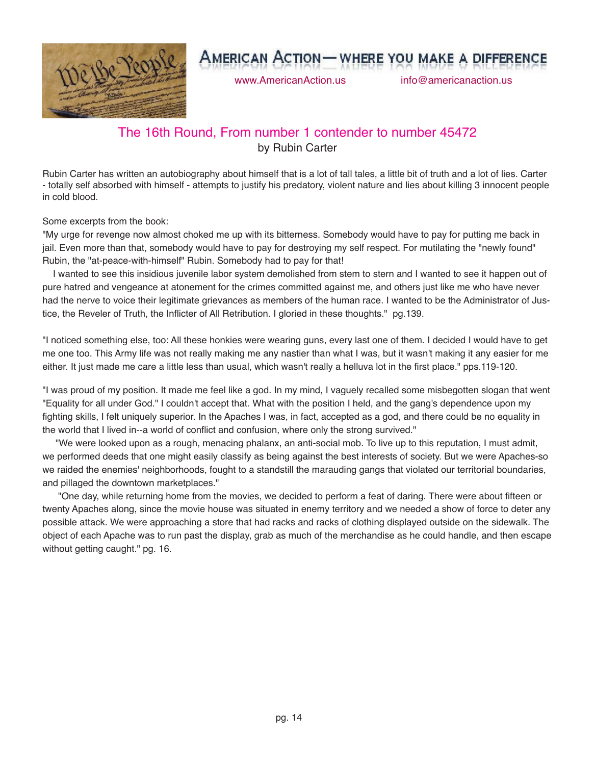# American Action — Where You Make a Difference

www.AmericanAction.us info@americanaction.us

## The 16th Round, From number 1 contender to number 45472

by Rubin Carter

Rubin Carter has written an autobiography about himself that is a lot of tall tales, a little bit of truth and a lot of lies. Carter - totally self absorbed with himself - attempts to justify his predatory, violent nature and lies about killing 3 innocent people in cold blood.

Some excerpts from the book:

"My urge for revenge now almost choked me up with its bitterness. Somebody would have to pay for putting me back in jail. Even more than that, somebody would have to pay for destroying my self respect. For mutilating the "newly found" Rubin, the "at-peace-with-himself" Rubin. Somebody had to pay for that!

I wanted to see this insidious juvenile labor system demolished from stem to stern and I wanted to see it happen out of pure hatred and vengeance at atonement for the crimes committed against me, and others just like me who have never had the nerve to voice their legitimate grievances as members of the human race. I wanted to be the Administrator of Justice, the Reveler of Truth, the Inflicter of All Retribution. I gloried in these thoughts." pg.139.

"I noticed something else, too: All these honkies were wearing guns, every last one of them. I decided I would have to get me one too. This Army life was not really making me any nastier than what I was, but it wasn't making it any easier for me either. It just made me care a little less than usual, which wasn't really a helluva lot in the first place." pps.119-120.

"I was proud of my position. It made me feel like a god. In my mind, I vaguely recalled some misbegotten slogan that went "Equality for all under God." I couldn't accept that. What with the position I held, and the gang's dependence upon my fighting skills, I felt uniquely superior. In the Apaches I was, in fact, accepted as a god, and there could be no equality in the world that I lived in--a world of conflict and confusion, where only the strong survived."

"We were looked upon as a rough, menacing phalanx, an anti-social mob. To live up to this reputation, I must admit, we performed deeds that one might easily classify as being against the best interests of society. But we were Apaches-so we raided the enemies' neighborhoods, fought to a standstill the marauding gangs that violated our territorial boundaries, and pillaged the downtown marketplaces."

"One day, while returning home from the movies, we decided to perform a feat of daring. There were about fifteen or twenty Apaches along, since the movie house was situated in enemy territory and we needed a show of force to deter any possible attack. We were approaching a store that had racks and racks of clothing displayed outside on the sidewalk. The object of each Apache was to run past the display, grab as much of the merchandise as he could handle, and then escape without getting caught." pg. 16.